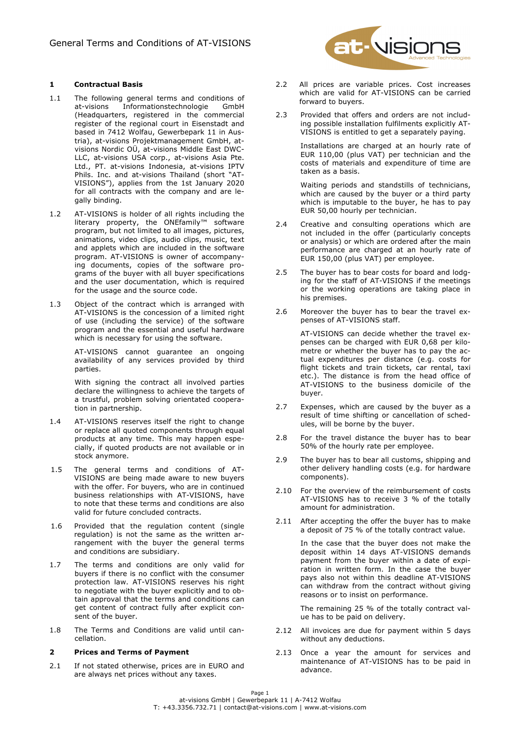# General Terms and Conditions of AT-VISIONS

## 1 Contractual Basis

1.1 The following general terms and conditions of at-visions Informationstechnologie GmbH (Headquarters, registered in the commercial register of the regional court in Eisenstadt and based in 7412 Wolfau, Gewerbepark 11 in Austria), at-visions Projektmanagement GmbH, at-visions Nordic OÜ, at-visions Middle East DWC-LLC, at-visions USA corp., at-visions Asia Pte. Ltd., PT. at-visions Indonesia, at-visions IPTV Phils. Inc. and at-visions Thailand (short "AT-VISIONS"), applies from the 1st January 2020 for all contracts with the company and are legally binding.

1.2 AT-VISIONS is holder of all rights including the literary property, the ONEfamily™ software program, but not limited to all images, pictures, animations, video clips, audio clips, music, text and applets which are included in the software program. AT-VISIONS is owner of accompanying documents, copies of the software programs of the buyer with all buyer specifications and the user documentation, which is required for the usage and the source code.

1.3 Object of the contract which is arranged with AT-VISIONS is the concession of a limited right of use (including the service) of the software program and the essential and useful hardware which is necessary for using the software.

AT-VISIONS cannot guarantee an ongoing availability of any services provided by third parties.

With signing the contract all involved parties declare the willingness to achieve the targets of a trustful, problem solving orientated cooperation in partnership.

1.4 AT-VISIONS reserves itself the right to change or replace all quoted components through equal products at any time. This may happen especially, if quoted products are not available or in stock anymore.

1.5 The general terms and conditions of AT-VISIONS are being made aware to new buyers with the offer. For buyers, who are in continued business relationships with AT-VISIONS, have to note that these terms and conditions are also valid for future concluded contracts.

1.6 Provided that the regulation content (single regulation) is not the same as the written arrangement with the buyer the general terms and conditions are subsidiary.

1.7 The terms and conditions are only valid for buyers if there is no conflict with the consumer protection law. AT-VISIONS reserves his right to negotiate with the buyer explicitly and to obtain approval that the terms and conditions can get content of contract fully after explicit consent of the buyer.

1.8 The Terms and Conditions are valid until cancellation.

## 2 Prices and Terms of Payment

2.1 If not stated otherwise, prices are in EURO and are always net prices without any taxes.

2.2 All prices are variable prices. Cost increases which are valid for AT-VISIONS can be carried forward to buyers.

2.3 Provided that offers and orders are not including possible installation fulfilments explicitly AT-VISIONS is entitled to get a separately paying.

Installations are charged at an hourly rate of EUR 110,00 (plus VAT) per technician and the costs of materials and expenditure of time are taken as a basis.

Waiting periods and standstills of technicians, which are caused by the buyer or a third party which is imputable to the buyer, he has to pay EUR 50,00 hourly per technician.

2.4 Creative and consulting operations which are not included in the offer (particularly concepts or analysis) or which are ordered after the main performance are charged at an hourly rate of EUR 150,00 (plus VAT) per employee.

2.5 The buyer has to bear costs for board and lodging for the staff of AT-VISIONS if the meetings or the working operations are taking place in his premises.

2.6 Moreover the buyer has to bear the travel expenses of AT-VISIONS staff.

AT-VISIONS can decide whether the travel expenses can be charged with EUR 0,68 per kilometre or whether the buyer has to pay the actual expenditures per distance (e.g. costs for flight tickets and train tickets, car rental, taxi etc.). The distance is from the head office of AT-VISIONS to the business domicile of the buyer.

2.7 Expenses, which are caused by the buyer as a result of time shifting or cancellation of schedules, will be borne by the buyer.

2.8 For the travel distance the buyer has to bear 50% of the hourly rate per employee.

2.9 The buyer has to bear all customs, shipping and other delivery handling costs (e.g. for hardware components).

2.10 For the overview of the reimbursement of costs AT-VISIONS has to receive 3 % of the totally amount for administration.

2.11 After accepting the offer the buyer has to make a deposit of 75 % of the totally contract value.

In the case that the buyer does not make the deposit within 14 days AT-VISIONS demands payment from the buyer within a date of expiration in written form. In the case the buyer pays also not within this deadline AT-VISIONS can withdraw from the contract without giving reasons or to insist on performance.

The remaining 25 % of the totally contract value has to be paid on delivery.

2.12 All invoices are due for payment within 5 days without any deductions.

2.13 Once a year the amount for services and maintenance of AT-VISIONS has to be paid in advance.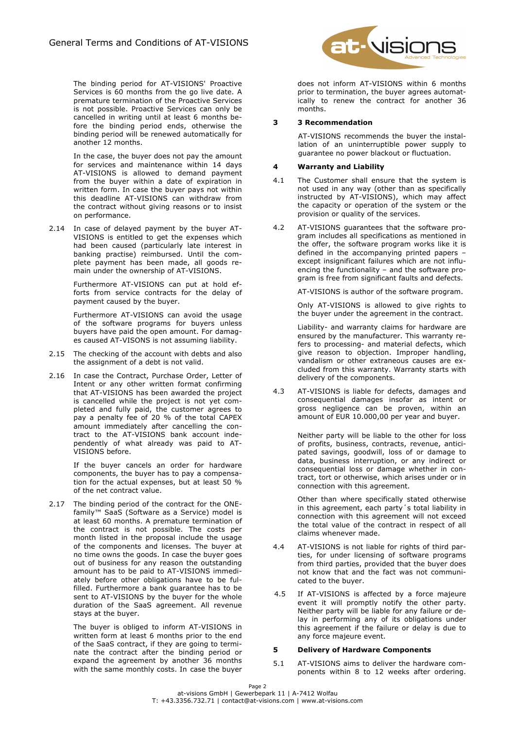The binding period for AT-VISIONS' Proactive Services is 60 months from the go live date. A premature termination of the Proactive Services is not possible. Proactive Services can only be cancelled in writing until at least 6 months before the binding period ends, otherwise the binding period will be renewed automatically for another 12 months.

In the case, the buyer does not pay the amount for services and maintenance within 14 days AT-VISIONS is allowed to demand payment from the buyer within a date of expiration in written form. In case the buyer pays not within this deadline AT-VISIONS can withdraw from the contract without giving reasons or to insist on performance.

2.14 In case of delayed payment by the buyer AT-VISIONS is entitled to get the expenses which had been caused (particularly late interest in banking practise) reimbursed. Until the complete payment has been made, all goods remain under the ownership of AT-VISIONS.

Furthermore AT-VISIONS can put at hold efforts from service contracts for the delay of payment caused by the buyer.

Furthermore AT-VISIONS can avoid the usage of the software programs for buyers unless buyers have paid the open amount. For damages caused AT-VISONS is not assuming liability.

2.15 The checking of the account with debts and also the assignment of a debt is not valid.

2.16 In case the Contract, Purchase Order, Letter of Intent or any other written format confirming that AT-VISIONS has been awarded the project is cancelled while the project is not yet completed and fully paid, the customer agrees to pay a penalty fee of 20 % of the total CAPEX amount immediately after cancelling the contract to the AT-VISIONS bank account independently of what already was paid to AT-VISIONS before.

If the buyer cancels an order for hardware components, the buyer has to pay a compensation for the actual expenses, but at least 50 % of the net contract value.

2.17 The binding period of the contract for the ONE-family™ SaaS (Software as a Service) model is at least 60 months. A premature termination of the contract is not possible. The costs per month listed in the proposal include the usage of the components and licenses. The buyer at no time owns the goods. In case the buyer goes out of business for any reason the outstanding amount has to be paid to AT-VISIONS immediately before other obligations have to be fulfilled. Furthermore a bank guarantee has to be sent to AT-VISIONS by the buyer for the whole duration of the SaaS agreement. All revenue stays at the buyer.

The buyer is obliged to inform AT-VISIONS in written form at least 6 months prior to the end of the SaaS contract, if they are going to terminate the contract after the binding period or expand the agreement by another 36 months with the same monthly costs. In case the buyer does not inform AT-VISIONS within 6 months prior to termination, the buyer agrees automatically to renew the contract for another 36 months.

## 3 3 Recommendation

AT-VISIONS recommends the buyer the installation of an uninterruptible power supply to guarantee no power blackout or fluctuation.

## 4 Warranty and Liability

4.1 The Customer shall ensure that the system is not used in any way (other than as specifically instructed by AT-VISIONS), which may affect the capacity or operation of the system or the provision or quality of the services.

4.2 AT-VISIONS guarantees that the software program includes all specifications as mentioned in the offer, the software program works like it is defined in the accompanying printed papers – except insignificant failures which are not influencing the functionality – and the software program is free from significant faults and defects.

AT-VISIONS is author of the software program.

Only AT-VISIONS is allowed to give rights to the buyer under the agreement in the contract.

Liability- and warranty claims for hardware are ensured by the manufacturer. This warranty refers to processing- and material defects, which give reason to objection. Improper handling, vandalism or other extraneous causes are excluded from this warranty. Warranty starts with delivery of the components.

4.3 AT-VISIONS is liable for defects, damages and consequential damages insofar as intent or gross negligence can be proven, within an amount of EUR 10.000,00 per year and buyer.

Neither party will be liable to the other for loss of profits, business, contracts, revenue, anticipated savings, goodwill, loss of or damage to data, business interruption, or any indirect or consequential loss or damage whether in contract, tort or otherwise, which arises under or in connection with this agreement.

Other than where specifically stated otherwise in this agreement, each party´s total liability in connection with this agreement will not exceed the total value of the contract in respect of all claims whenever made.

4.4 AT-VISIONS is not liable for rights of third parties, for under licensing of software programs from third parties, provided that the buyer does not know that and the fact was not communicated to the buyer.

4.5 If AT-VISIONS is affected by a force majeure event it will promptly notify the other party. Neither party will be liable for any failure or delay in performing any of its obligations under this agreement if the failure or delay is due to any force majeure event.

## 5 Delivery of Hardware Components

5.1 AT-VISIONS aims to deliver the hardware components within 8 to 12 weeks after ordering.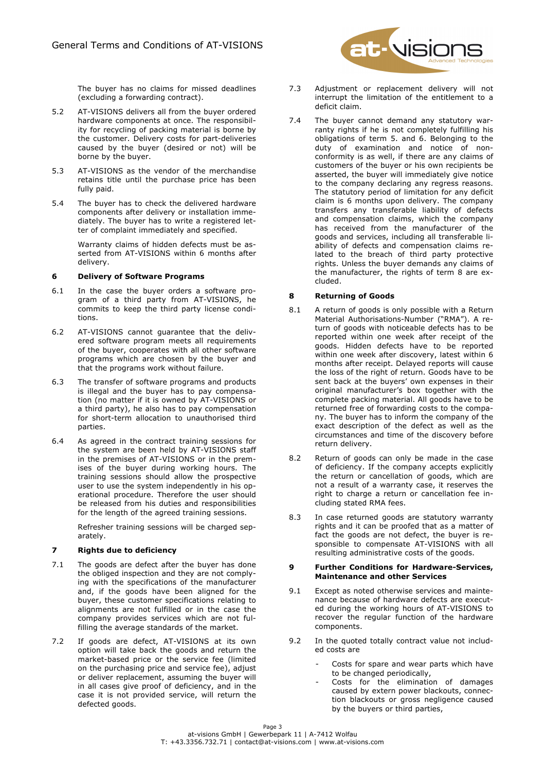The buyer has no claims for missed deadlines (excluding a forwarding contract).

5.2 AT-VISIONS delivers all from the buyer ordered hardware components at once. The responsibility for recycling of packing material is borne by the customer. Delivery costs for part-deliveries caused by the buyer (desired or not) will be borne by the buyer.

5.3 AT-VISIONS as the vendor of the merchandise retains title until the purchase price has been fully paid.

5.4 The buyer has to check the delivered hardware components after delivery or installation immediately. The buyer has to write a registered letter of complaint immediately and specified.

Warranty claims of hidden defects must be asserted from AT-VISIONS within 6 months after delivery.

## 6 Delivery of Software Programs

6.1 In the case the buyer orders a software program of a third party from AT-VISIONS, he commits to keep the third party license conditions.

6.2 AT-VISIONS cannot guarantee that the delivered software program meets all requirements of the buyer, cooperates with all other software programs which are chosen by the buyer and that the programs work without failure.

6.3 The transfer of software programs and products is illegal and the buyer has to pay compensation (no matter if it is owned by AT-VISIONS or a third party), he also has to pay compensation for short-term allocation to unauthorised third parties.

6.4 As agreed in the contract training sessions for the system are been held by AT-VISIONS staff in the premises of AT-VISIONS or in the premises of the buyer during working hours. The training sessions should allow the prospective user to use the system independently in his operational procedure. Therefore the user should be released from his duties and responsibilities for the length of the agreed training sessions.

Refresher training sessions will be charged separately.

## 7 Rights due to deficiency

7.1 The goods are defect after the buyer has done the obliged inspection and they are not complying with the specifications of the manufacturer and, if the goods have been aligned for the buyer, these customer specifications relating to alignments are not fulfilled or in the case the company provides services which are not fulfilling the average standards of the market.

7.2 If goods are defect, AT-VISIONS at its own option will take back the goods and return the market-based price or the service fee (limited on the purchasing price and service fee), adjust or deliver replacement, assuming the buyer will in all cases give proof of deficiency, and in the case it is not provided service, will return the defected goods.

7.3 Adjustment or replacement delivery will not interrupt the limitation of the entitlement to a deficit claim.

7.4 The buyer cannot demand any statutory warranty rights if he is not completely fulfilling his obligations of term 5. and 6. Belonging to the duty of examination and notice of non-conformity is as well, if there are any claims of customers of the buyer or his own recipients be asserted, the buyer will immediately give notice to the company declaring any regress reasons. The statutory period of limitation for any deficit claim is 6 months upon delivery. The company transfers any transferable liability of defects and compensation claims, which the company has received from the manufacturer of the goods and services, including all transferable liability of defects and compensation claims related to the breach of third party protective rights. Unless the buyer demands any claims of the manufacturer, the rights of term 8 are excluded.

## 8 Returning of Goods

8.1 A return of goods is only possible with a Return Material Authorisations-Number ("RMA"). A return of goods with noticeable defects has to be reported within one week after receipt of the goods. Hidden defects have to be reported within one week after discovery, latest within 6 months after receipt. Delayed reports will cause the loss of the right of return. Goods have to be sent back at the buyers' own expenses in their original manufacturer's box together with the complete packing material. All goods have to be returned free of forwarding costs to the company. The buyer has to inform the company of the exact description of the defect as well as the circumstances and time of the discovery before return delivery.

8.2 Return of goods can only be made in the case of deficiency. If the company accepts explicitly the return or cancellation of goods, which are not a result of a warranty case, it reserves the right to charge a return or cancellation fee including stated RMA fees.

8.3 In case returned goods are statutory warranty rights and it can be proofed that as a matter of fact the goods are not defect, the buyer is responsible to compensate AT-VISIONS with all resulting administrative costs of the goods.

## 9 Further Conditions for Hardware-Services, Maintenance and other Services

9.1 Except as noted otherwise services and maintenance because of hardware defects are executed during the working hours of AT-VISIONS to recover the regular function of the hardware components.

9.2 In the quoted totally contract value not included costs are

- Costs for spare and wear parts which have to be changed periodically,
- Costs for the elimination of damages caused by extern power blackouts, connection blackouts or gross negligence caused by the buyers or third parties,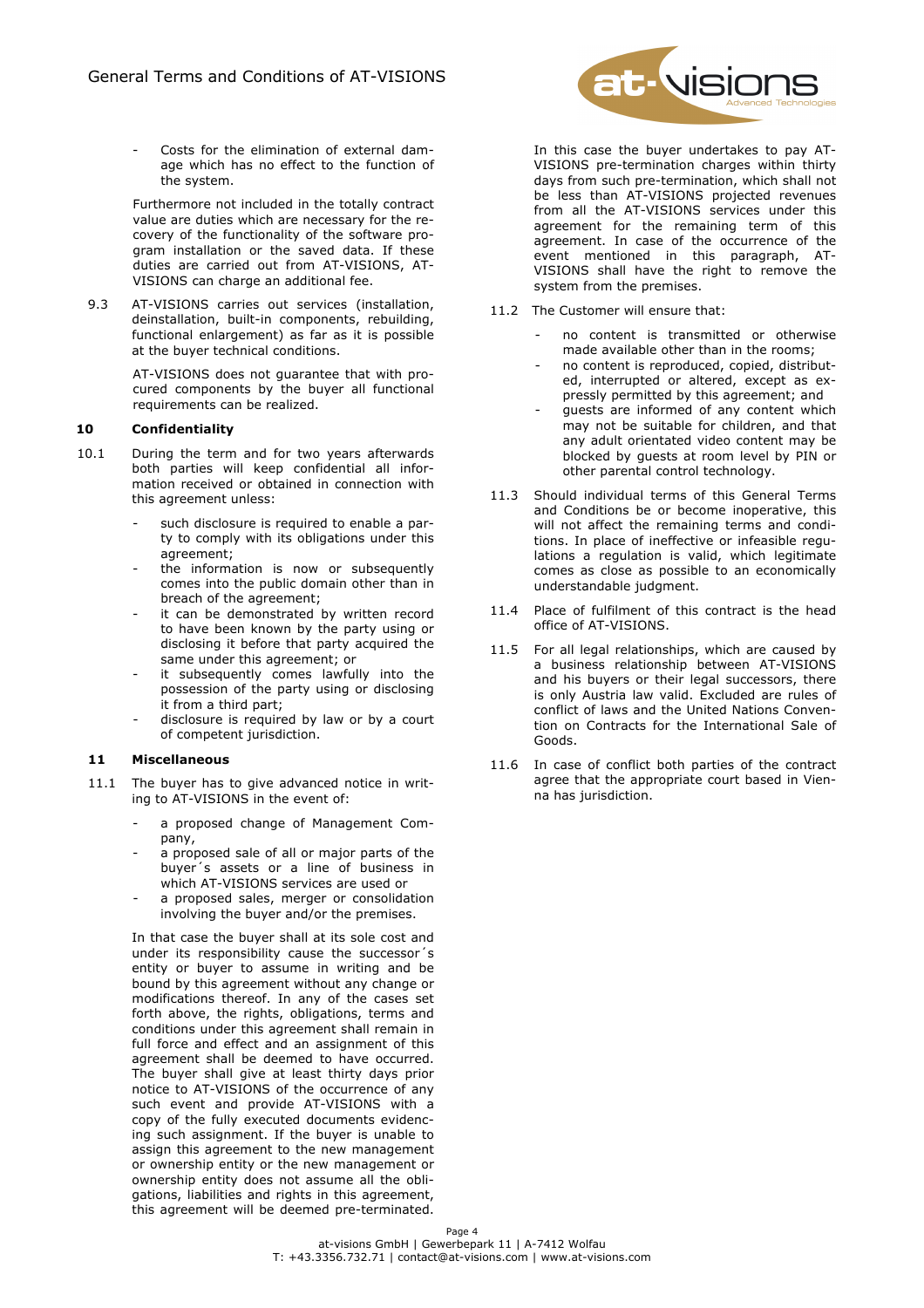- Costs for the elimination of external damage which has no effect to the function of the system.

Furthermore not included in the totally contract value are duties which are necessary for the recovery of the functionality of the software program installation or the saved data. If these duties are carried out from AT-VISIONS, AT-VISIONS can charge an additional fee.

9.3 AT-VISIONS carries out services (installation, deinstallation, built-in components, rebuilding, functional enlargement) as far as it is possible at the buyer technical conditions.

AT-VISIONS does not guarantee that with procured components by the buyer all functional requirements can be realized.

## 10 Confidentiality

10.1 During the term and for two years afterwards both parties will keep confidential all information received or obtained in connection with this agreement unless:

- such disclosure is required to enable a party to comply with its obligations under this agreement;
- the information is now or subsequently comes into the public domain other than in breach of the agreement;
- it can be demonstrated by written record to have been known by the party using or disclosing it before that party acquired the same under this agreement; or
- it subsequently comes lawfully into the possession of the party using or disclosing it from a third part;
- disclosure is required by law or by a court of competent jurisdiction.

## 11 Miscellaneous

11.1 The buyer has to give advanced notice in writing to AT-VISIONS in the event of:

- a proposed change of Management Company,
- a proposed sale of all or major parts of the buyer´s assets or a line of business in which AT-VISIONS services are used or
- a proposed sales, merger or consolidation involving the buyer and/or the premises.

In that case the buyer shall at its sole cost and under its responsibility cause the successor´s entity or buyer to assume in writing and be bound by this agreement without any change or modifications thereof. In any of the cases set forth above, the rights, obligations, terms and conditions under this agreement shall remain in full force and effect and an assignment of this agreement shall be deemed to have occurred. The buyer shall give at least thirty days prior notice to AT-VISIONS of the occurrence of any such event and provide AT-VISIONS with a copy of the fully executed documents evidencing such assignment. If the buyer is unable to assign this agreement to the new management or ownership entity or the new management or ownership entity does not assume all the obligations, liabilities and rights in this agreement, this agreement will be deemed pre-terminated.

In this case the buyer undertakes to pay AT-VISIONS pre-termination charges within thirty days from such pre-termination, which shall not be less than AT-VISIONS projected revenues from all the AT-VISIONS services under this agreement for the remaining term of this agreement. In case of the occurrence of the event mentioned in this paragraph, AT-VISIONS shall have the right to remove the system from the premises.

11.2 The Customer will ensure that:

- no content is transmitted or otherwise made available other than in the rooms;
- no content is reproduced, copied, distributed, interrupted or altered, except as expressly permitted by this agreement; and
- guests are informed of any content which may not be suitable for children, and that any adult orientated video content may be blocked by guests at room level by PIN or other parental control technology.

11.3 Should individual terms of this General Terms and Conditions be or become inoperative, this will not affect the remaining terms and conditions. In place of ineffective or infeasible regulations a regulation is valid, which legitimate comes as close as possible to an economically understandable judgment.

11.4 Place of fulfilment of this contract is the head office of AT-VISIONS.

11.5 For all legal relationships, which are caused by a business relationship between AT-VISIONS and his buyers or their legal successors, there is only Austria law valid. Excluded are rules of conflict of laws and the United Nations Convention on Contracts for the International Sale of Goods.

11.6 In case of conflict both parties of the contract agree that the appropriate court based in Vienna has jurisdiction.